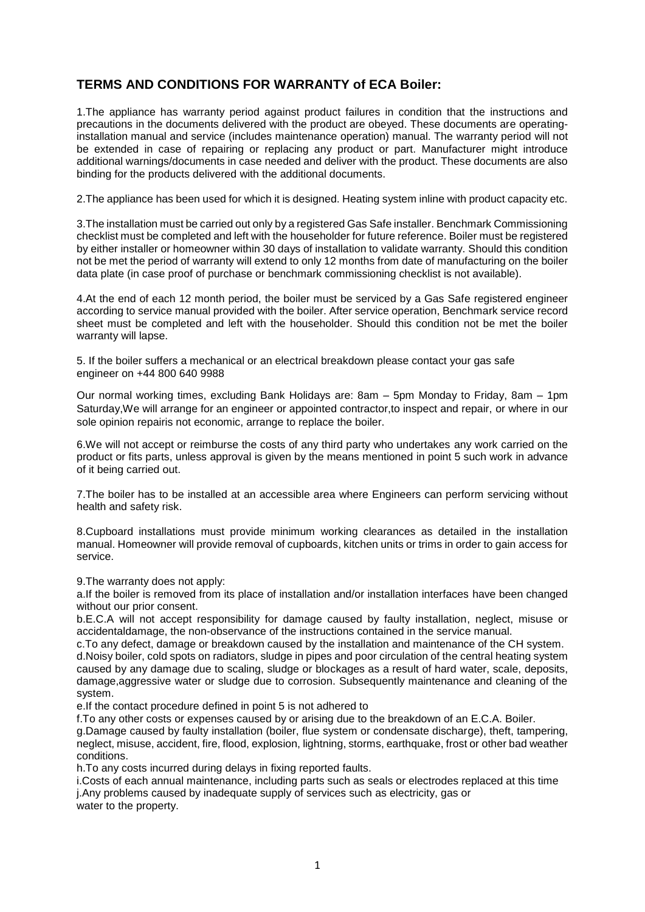## TERMS AND CONDITIONS FOR WARRANTY of ECA Boiler:

1.The appliance has warranty period against product failures in condition that the instructions and precautions in the documents delivered with the product are obeyed. These documents are operating-installation manual and service (includes maintenance operation) manual. The warranty period will not be extended in case of repairing or replacing any product or part. Manufacturer might introduce additional warnings/documents in case needed and deliver with the product. These documents are also binding for the products delivered with the additional documents.

2.The appliance has been used for which it is designed. Heating system inline with product capacity etc.

3.The installation must be carried out only by a registered Gas Safe installer. Benchmark Commissioning checklist must be completed and left with the householder for future reference. Boiler must be registered by either installer or homeowner within 30 days of installation to validate warranty. Should this condition not be met the period of warranty will extend to only 12 months from date of manufacturing on the boiler data plate (in case proof of purchase or benchmark commissioning checklist is not available).

4.At the end of each 12 month period, the boiler must be serviced by a Gas Safe registered engineer according to service manual provided with the boiler. After service operation, Benchmark service record sheet must be completed and left with the householder. Should this condition not be met the boiler warranty will lapse.

5. If the boiler suffers a mechanical or an electrical breakdown please contact your gas safe engineer on +44 800 640 9988

Our normal working times, excluding Bank Holidays are: 8am – 5pm Monday to Friday, 8am – 1pm Saturday,We will arrange for an engineer or appointed contractor,to inspect and repair, or where in our sole opinion repairis not economic, arrange to replace the boiler.

6.We will not accept or reimburse the costs of any third party who undertakes any work carried on the product or fits parts, unless approval is given by the means mentioned in point 5 such work in advance of it being carried out.

7.The boiler has to be installed at an accessible area where Engineers can perform servicing without health and safety risk.

8.Cupboard installations must provide minimum working clearances as detailed in the installation manual. Homeowner will provide removal of cupboards, kitchen units or trims in order to gain access for service.

9.The warranty does not apply:

a.If the boiler is removed from its place of installation and/or installation interfaces have been changed without our prior consent.

b.E.C.A will not accept responsibility for damage caused by faulty installation, neglect, misuse or accidentaldamage, the non-observance of the instructions contained in the service manual.

c.To any defect, damage or breakdown caused by the installation and maintenance of the CH system.

d.Noisy boiler, cold spots on radiators, sludge in pipes and poor circulation of the central heating system caused by any damage due to scaling, sludge or blockages as a result of hard water, scale, deposits, damage,aggressive water or sludge due to corrosion. Subsequently maintenance and cleaning of the system.

e.If the contact procedure defined in point 5 is not adhered to

f.To any other costs or expenses caused by or arising due to the breakdown of an E.C.A. Boiler.

g.Damage caused by faulty installation (boiler, flue system or condensate discharge), theft, tampering, neglect, misuse, accident, fire, flood, explosion, lightning, storms, earthquake, frost or other bad weather conditions.

h.To any costs incurred during delays in fixing reported faults.

i.Costs of each annual maintenance, including parts such as seals or electrodes replaced at this time

j.Any problems caused by inadequate supply of services such as electricity, gas or water to the property.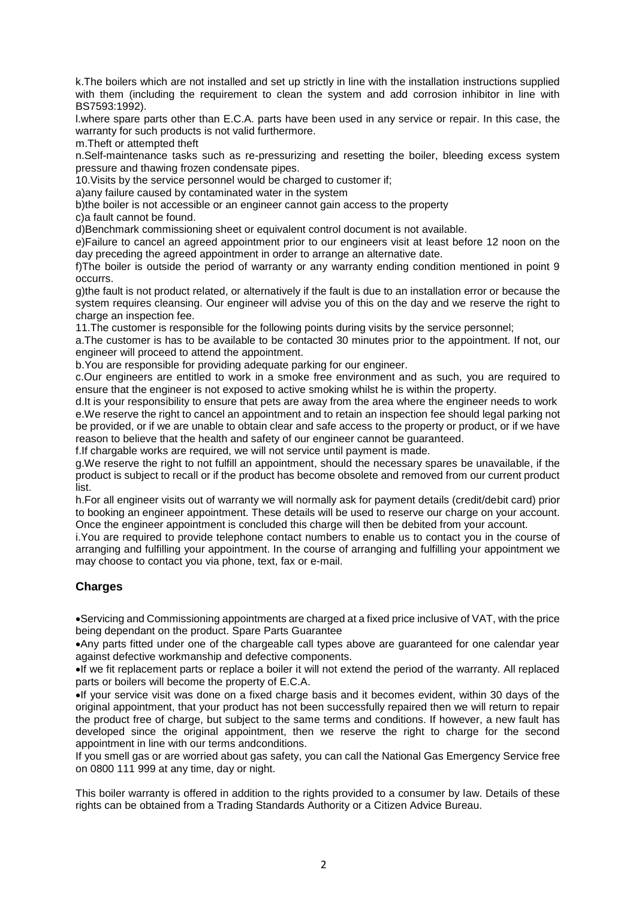k.The boilers which are not installed and set up strictly in line with the installation instructions supplied with them (including the requirement to clean the system and add corrosion inhibitor in line with BS7593:1992).

l.where spare parts other than E.C.A. parts have been used in any service or repair. In this case, the warranty for such products is not valid furthermore.

m.Theft or attempted theft

n.Self-maintenance tasks such as re-pressurizing and resetting the boiler, bleeding excess system pressure and thawing frozen condensate pipes.

10.Visits by the service personnel would be charged to customer if;

a)any failure caused by contaminated water in the system

b)the boiler is not accessible or an engineer cannot gain access to the property

c)a fault cannot be found.

d)Benchmark commissioning sheet or equivalent control document is not available.

e)Failure to cancel an agreed appointment prior to our engineers visit at least before 12 noon on the day preceding the agreed appointment in order to arrange an alternative date.

f)The boiler is outside the period of warranty or any warranty ending condition mentioned in point 9 occurrs.

g)the fault is not product related, or alternatively if the fault is due to an installation error or because the system requires cleansing. Our engineer will advise you of this on the day and we reserve the right to charge an inspection fee.

11.The customer is responsible for the following points during visits by the service personnel;

a.The customer is has to be available to be contacted 30 minutes prior to the appointment. If not, our engineer will proceed to attend the appointment.

b.You are responsible for providing adequate parking for our engineer.

c.Our engineers are entitled to work in a smoke free environment and as such, you are required to ensure that the engineer is not exposed to active smoking whilst he is within the property.

d.It is your responsibility to ensure that pets are away from the area where the engineer needs to work

e.We reserve the right to cancel an appointment and to retain an inspection fee should legal parking not be provided, or if we are unable to obtain clear and safe access to the property or product, or if we have reason to believe that the health and safety of our engineer cannot be guaranteed.

f.If chargable works are required, we will not service until payment is made.

g.We reserve the right to not fulfill an appointment, should the necessary spares be unavailable, if the product is subject to recall or if the product has become obsolete and removed from our current product list.

h.For all engineer visits out of warranty we will normally ask for payment details (credit/debit card) prior to booking an engineer appointment. These details will be used to reserve our charge on your account. Once the engineer appointment is concluded this charge will then be debited from your account.

i.You are required to provide telephone contact numbers to enable us to contact you in the course of arranging and fulfilling your appointment. In the course of arranging and fulfilling your appointment we may choose to contact you via phone, text, fax or e-mail.

## Charges

- Servicing and Commissioning appointments are charged at a fixed price inclusive of VAT, with the price being dependant on the product. Spare Parts Guarantee
- Any parts fitted under one of the chargeable call types above are guaranteed for one calendar year against defective workmanship and defective components.
- If we fit replacement parts or replace a boiler it will not extend the period of the warranty. All replaced parts or boilers will become the property of E.C.A.
- If your service visit was done on a fixed charge basis and it becomes evident, within 30 days of the original appointment, that your product has not been successfully repaired then we will return to repair the product free of charge, but subject to the same terms and conditions. If however, a new fault has developed since the original appointment, then we reserve the right to charge for the second appointment in line with our terms andconditions.

If you smell gas or are worried about gas safety, you can call the National Gas Emergency Service free on 0800 111 999 at any time, day or night.

This boiler warranty is offered in addition to the rights provided to a consumer by law. Details of these rights can be obtained from a Trading Standards Authority or a Citizen Advice Bureau.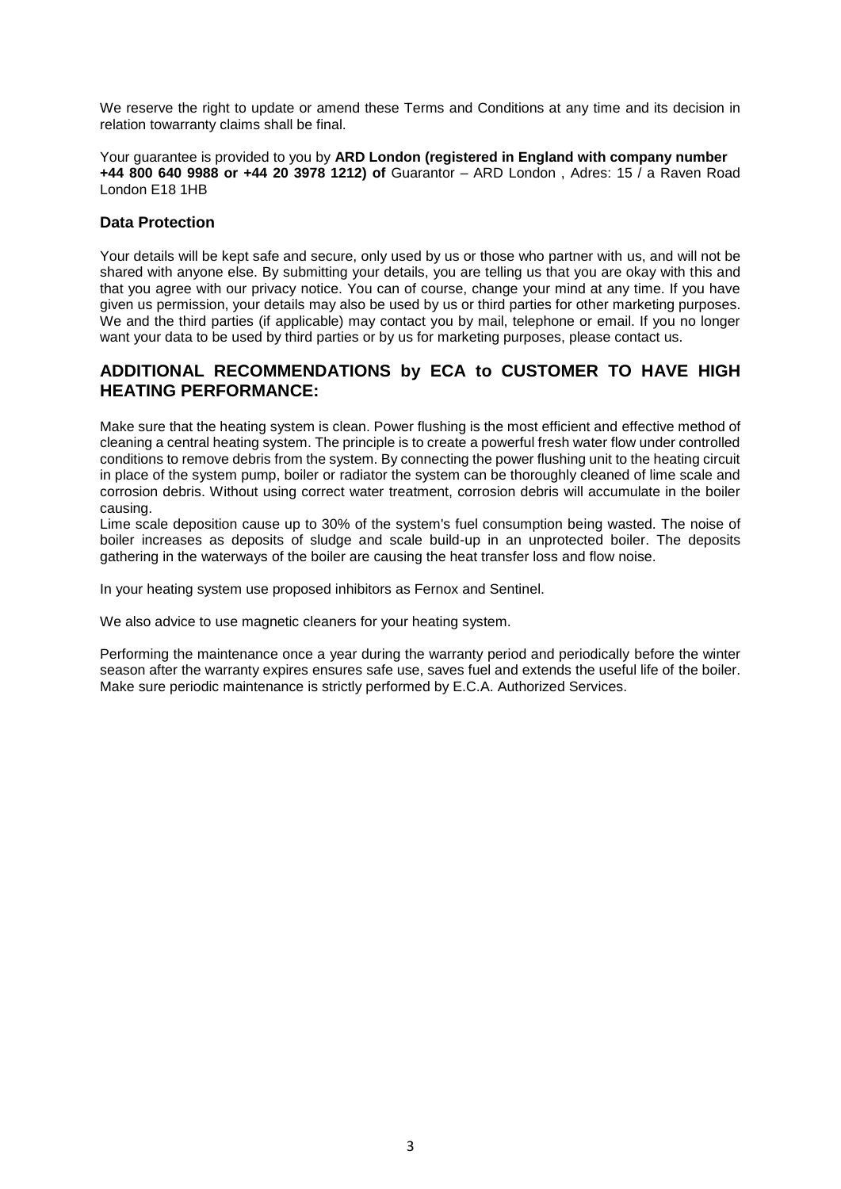We reserve the right to update or amend these Terms and Conditions at any time and its decision in relation towarranty claims shall be final.

Your guarantee is provided to you by **ARD London (registered in England with company number +44 800 640 9988 or +44 20 3978 1212) of** Guarantor – ARD London , Adres: 15 / a Raven Road London E18 1HB

### Data Protection

Your details will be kept safe and secure, only used by us or those who partner with us, and will not be shared with anyone else. By submitting your details, you are telling us that you are okay with this and that you agree with our privacy notice. You can of course, change your mind at any time. If you have given us permission, your details may also be used by us or third parties for other marketing purposes. We and the third parties (if applicable) may contact you by mail, telephone or email. If you no longer want your data to be used by third parties or by us for marketing purposes, please contact us.

## ADDITIONAL RECOMMENDATIONS by ECA to CUSTOMER TO HAVE HIGH HEATING PERFORMANCE:

Make sure that the heating system is clean. Power flushing is the most efficient and effective method of cleaning a central heating system. The principle is to create a powerful fresh water flow under controlled conditions to remove debris from the system. By connecting the power flushing unit to the heating circuit in place of the system pump, boiler or radiator the system can be thoroughly cleaned of lime scale and corrosion debris. Without using correct water treatment, corrosion debris will accumulate in the boiler causing.

Lime scale deposition cause up to 30% of the system's fuel consumption being wasted. The noise of boiler increases as deposits of sludge and scale build-up in an unprotected boiler. The deposits gathering in the waterways of the boiler are causing the heat transfer loss and flow noise.

In your heating system use proposed inhibitors as Fernox and Sentinel.

We also advice to use magnetic cleaners for your heating system.

Performing the maintenance once a year during the warranty period and periodically before the winter season after the warranty expires ensures safe use, saves fuel and extends the useful life of the boiler. Make sure periodic maintenance is strictly performed by E.C.A. Authorized Services.